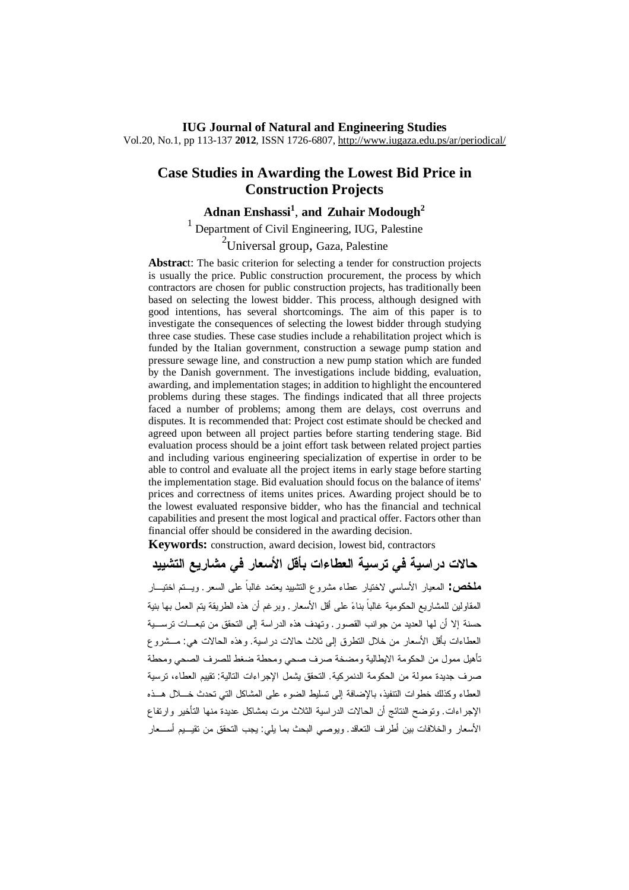**IUG Journal of Natural and Engineering Studies**

Vol.20, No.1, pp 113-137 **2012**, ISSN 1726-6807, http://www.iugaza.edu.ps/ar/periodical/

# Case Studies in Awarding the Lowest Bid Price in Construction Projects

**Adnan Enshassi[1], and Zuhair Modough[2]**

[1] Department of Civil Engineering, IUG, Palestine

[2]Universal group, Gaza, Palestine

**Abstract**: The basic criterion for selecting a tender for construction projects is usually the price. Public construction procurement, the process by which contractors are chosen for public construction projects, has traditionally been based on selecting the lowest bidder. This process, although designed with good intentions, has several shortcomings. The aim of this paper is to investigate the consequences of selecting the lowest bidder through studying three case studies. These case studies include a rehabilitation project which is funded by the Italian government, construction a sewage pump station and pressure sewage line, and construction a new pump station which are funded by the Danish government. The investigations include bidding, evaluation, awarding, and implementation stages; in addition to highlight the encountered problems during these stages. The findings indicated that all three projects faced a number of problems; among them are delays, cost overruns and disputes. It is recommended that: Project cost estimate should be checked and agreed upon between all project parties before starting tendering stage. Bid evaluation process should be a joint effort task between related project parties and including various engineering specialization of expertise in order to be able to control and evaluate all the project items in early stage before starting the implementation stage. Bid evaluation should focus on the balance of items' prices and correctness of items unites prices. Awarding project should be to the lowest evaluated responsive bidder, who has the financial and technical capabilities and present the most logical and practical offer. Factors other than financial offer should be considered in the awarding decision.

**Keywords:** construction, award decision, lowest bid, contractors

## حالات دراسية في ترسية العطاءات بأقل الأسعار في مشاريع التشييد

**ملخص:** المعيار الأساسي لاختيار عطاء مشروع التشييد يعتمد غالباً على السعر. ويتم اختيار المقاولين للمشاريع الحكومية غالباً بناءً على أقل الأسعار. وبرغم أن هذه الطريقة يتم العمل بها بنية حسنة إلا أن لها العديد من جوانب القصور. وتهدف هذه الدراسة إلى التحقق من تبعات ترسية العطاءات بأقل الأسعار من خلال التطرق إلى ثلاث حالات دراسية. وهذه الحالات هي: مشروع تأهيل ممول من الحكومة الايطالية ومضخة صرف صحي ومحطة ضغط للصرف الصحي ومحطة صرف جديدة ممولة من الحكومة الدنمركية. التحقق يشمل الإجراءات التالية: تقييم العطاء، ترسية العطاء وكذلك خطوات التنفيذ، بالإضافة إلى تسليط الضوء على المشاكل التي تحدث خلال هذه الإجراءات. وتوضح النتائج أن الحالات الدراسية الثلاث مرت بمشاكل عديدة منها التأخير وارتفاع الأسعار والخلافات بين أطراف التعاقد. ويوصي البحث بما يلي: يجب التحقق من تقييم أسعار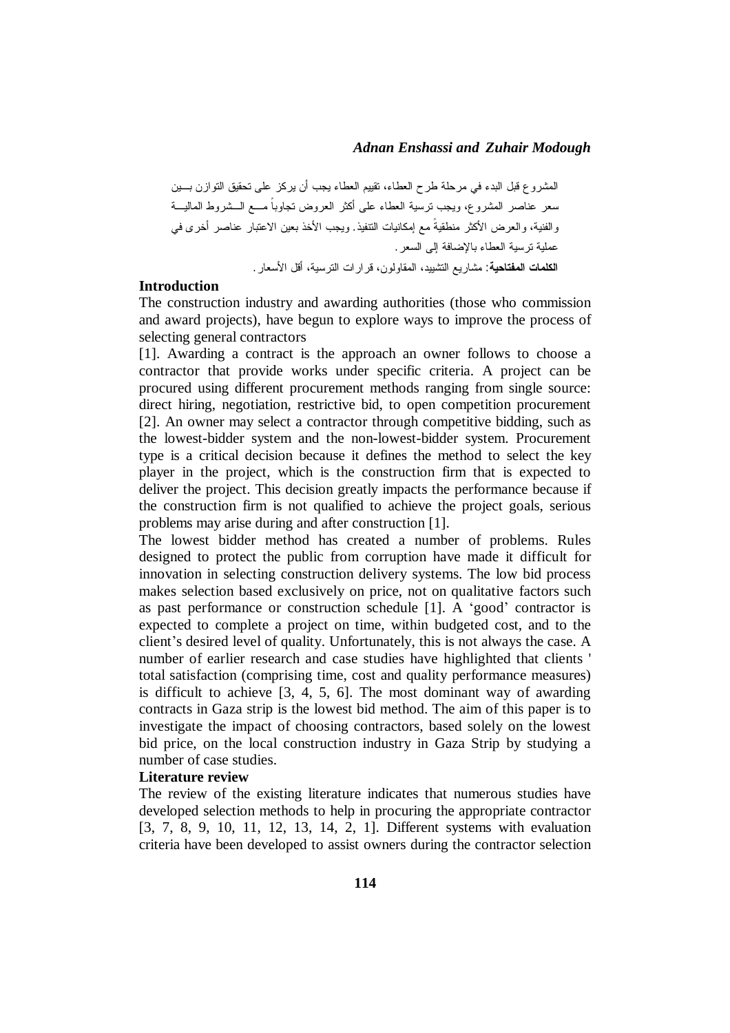المشروع قبل البدء في مرحلة طرح العطاء، تقييم العطاء يجب أن يركز على تحقيق التوازن بـين سعر عناصر المشروع، ويجب ترسية العطاء على أكثر العروض تجاوباً مـع الـشروط الماليـة والفنية، والعرض الأكثر منطقيةً مع إمكانيات التنفيذ. ويجب الأخذ بعين الاعتبار عناصر أخرى في عملية ترسية العطاء بالإضافة إلى السعر.

**الكلمات المفتاحية**: مشاريع التشييد، المقاولون، قرارات الترسية، أقل الأسعار.

## Introduction

The construction industry and awarding authorities (those who commission and award projects), have begun to explore ways to improve the process of selecting general contractors [1]. Awarding a contract is the approach an owner follows to choose a contractor that provide works under specific criteria. A project can be procured using different procurement methods ranging from single source: direct hiring, negotiation, restrictive bid, to open competition procurement [2]. An owner may select a contractor through competitive bidding, such as the lowest-bidder system and the non-lowest-bidder system. Procurement type is a critical decision because it defines the method to select the key player in the project, which is the construction firm that is expected to deliver the project. This decision greatly impacts the performance because if the construction firm is not qualified to achieve the project goals, serious problems may arise during and after construction [1].

The lowest bidder method has created a number of problems. Rules designed to protect the public from corruption have made it difficult for innovation in selecting construction delivery systems. The low bid process makes selection based exclusively on price, not on qualitative factors such as past performance or construction schedule [1]. A 'good' contractor is expected to complete a project on time, within budgeted cost, and to the client's desired level of quality. Unfortunately, this is not always the case. A number of earlier research and case studies have highlighted that clients ' total satisfaction (comprising time, cost and quality performance measures) is difficult to achieve [3, 4, 5, 6]. The most dominant way of awarding contracts in Gaza strip is the lowest bid method. The aim of this paper is to investigate the impact of choosing contractors, based solely on the lowest bid price, on the local construction industry in Gaza Strip by studying a number of case studies.

## Literature review

The review of the existing literature indicates that numerous studies have developed selection methods to help in procuring the appropriate contractor [3, 7, 8, 9, 10, 11, 12, 13, 14, 2, 1]. Different systems with evaluation criteria have been developed to assist owners during the contractor selection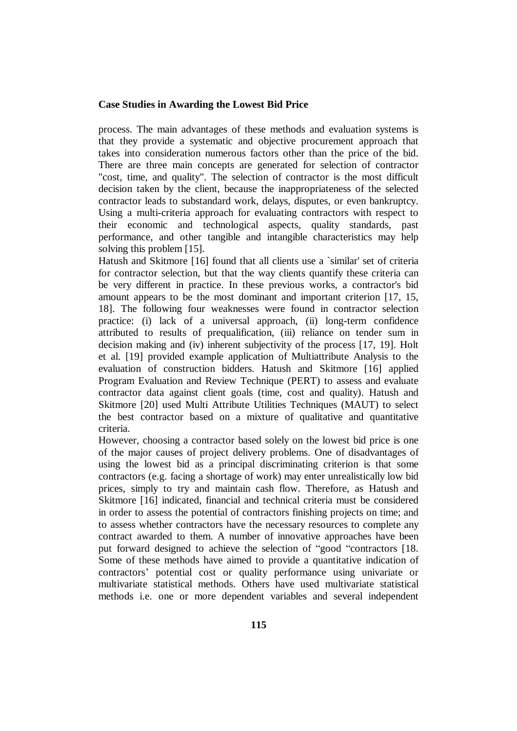process. The main advantages of these methods and evaluation systems is that they provide a systematic and objective procurement approach that takes into consideration numerous factors other than the price of the bid. There are three main concepts are generated for selection of contractor "cost, time, and quality". The selection of contractor is the most difficult decision taken by the client, because the inappropriateness of the selected contractor leads to substandard work, delays, disputes, or even bankruptcy. Using a multi-criteria approach for evaluating contractors with respect to their economic and technological aspects, quality standards, past performance, and other tangible and intangible characteristics may help solving this problem [15].

Hatush and Skitmore [16] found that all clients use a `similar' set of criteria for contractor selection, but that the way clients quantify these criteria can be very different in practice. In these previous works, a contractor's bid amount appears to be the most dominant and important criterion [17, 15, 18]. The following four weaknesses were found in contractor selection practice: (i) lack of a universal approach, (ii) long-term confidence attributed to results of prequalification, (iii) reliance on tender sum in decision making and (iv) inherent subjectivity of the process [17, 19]. Holt et al. [19] provided example application of Multiattribute Analysis to the evaluation of construction bidders. Hatush and Skitmore [16] applied Program Evaluation and Review Technique (PERT) to assess and evaluate contractor data against client goals (time, cost and quality). Hatush and Skitmore [20] used Multi Attribute Utilities Techniques (MAUT) to select the best contractor based on a mixture of qualitative and quantitative criteria.

However, choosing a contractor based solely on the lowest bid price is one of the major causes of project delivery problems. One of disadvantages of using the lowest bid as a principal discriminating criterion is that some contractors (e.g. facing a shortage of work) may enter unrealistically low bid prices, simply to try and maintain cash flow. Therefore, as Hatush and Skitmore [16] indicated, financial and technical criteria must be considered in order to assess the potential of contractors finishing projects on time; and to assess whether contractors have the necessary resources to complete any contract awarded to them. A number of innovative approaches have been put forward designed to achieve the selection of "good "contractors [18. Some of these methods have aimed to provide a quantitative indication of contractors' potential cost or quality performance using univariate or multivariate statistical methods. Others have used multivariate statistical methods i.e. one or more dependent variables and several independent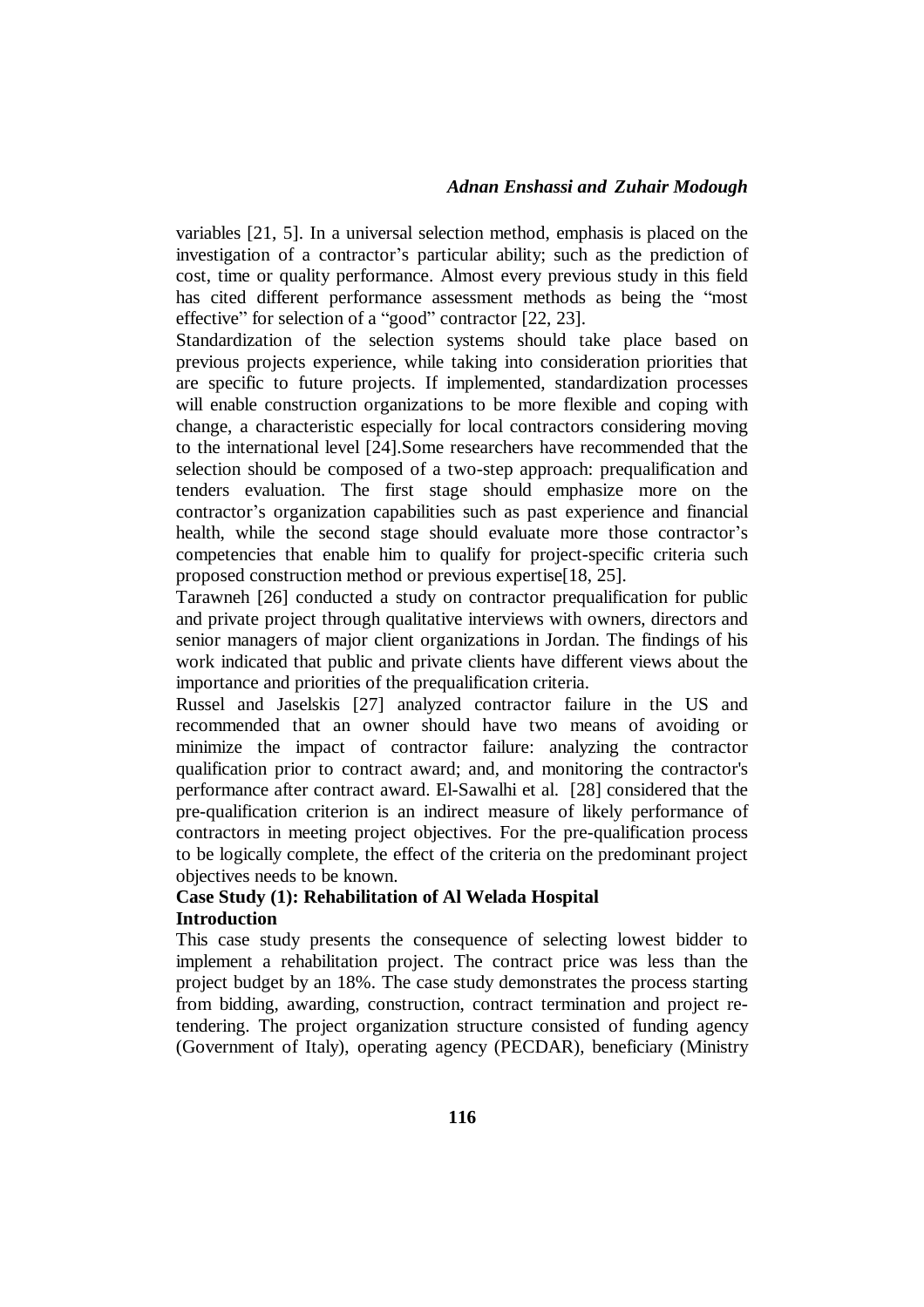variables [21, 5]. In a universal selection method, emphasis is placed on the investigation of a contractor's particular ability; such as the prediction of cost, time or quality performance. Almost every previous study in this field has cited different performance assessment methods as being the "most effective" for selection of a "good" contractor [22, 23].

Standardization of the selection systems should take place based on previous projects experience, while taking into consideration priorities that are specific to future projects. If implemented, standardization processes will enable construction organizations to be more flexible and coping with change, a characteristic especially for local contractors considering moving to the international level [24].Some researchers have recommended that the selection should be composed of a two-step approach: prequalification and tenders evaluation. The first stage should emphasize more on the contractor's organization capabilities such as past experience and financial health, while the second stage should evaluate more those contractor's competencies that enable him to qualify for project-specific criteria such proposed construction method or previous expertise[18, 25].

Tarawneh [26] conducted a study on contractor prequalification for public and private project through qualitative interviews with owners, directors and senior managers of major client organizations in Jordan. The findings of his work indicated that public and private clients have different views about the importance and priorities of the prequalification criteria.

Russel and Jaselskis [27] analyzed contractor failure in the US and recommended that an owner should have two means of avoiding or minimize the impact of contractor failure: analyzing the contractor qualification prior to contract award; and, and monitoring the contractor's performance after contract award. El-Sawalhi et al. [28] considered that the pre-qualification criterion is an indirect measure of likely performance of contractors in meeting project objectives. For the pre-qualification process to be logically complete, the effect of the criteria on the predominant project objectives needs to be known.

**Case Study (1): Rehabilitation of Al Welada Hospital**

**Introduction**

This case study presents the consequence of selecting lowest bidder to implement a rehabilitation project. The contract price was less than the project budget by an 18%. The case study demonstrates the process starting from bidding, awarding, construction, contract termination and project re-tendering. The project organization structure consisted of funding agency (Government of Italy), operating agency (PECDAR), beneficiary (Ministry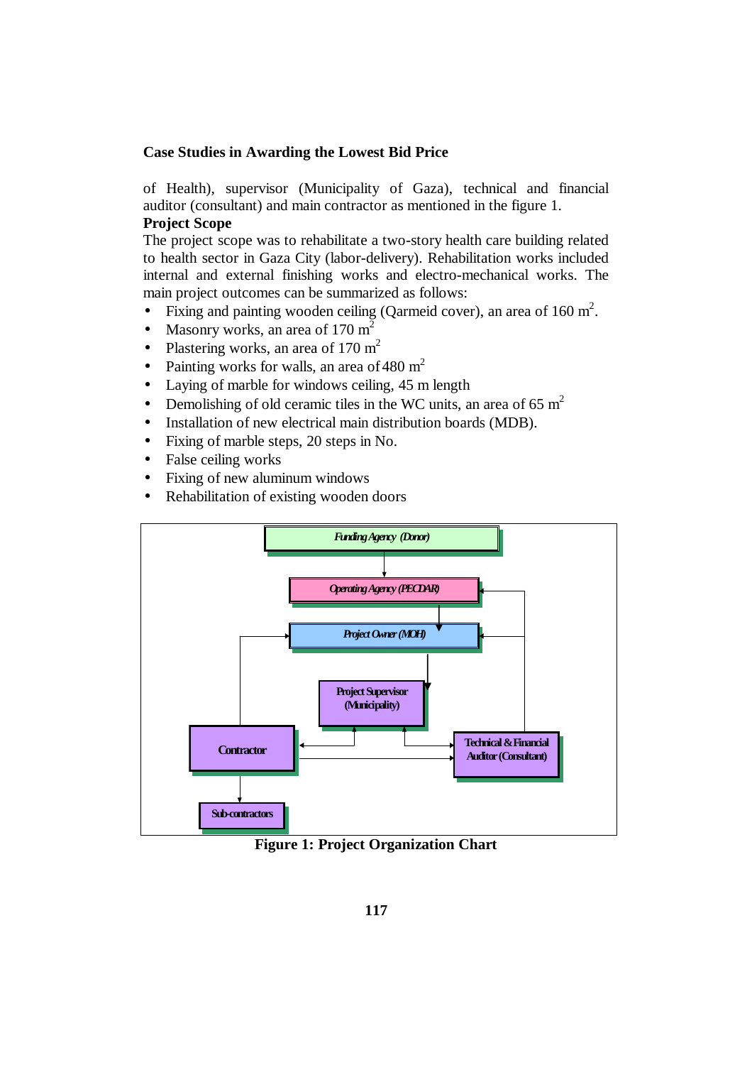of Health), supervisor (Municipality of Gaza), technical and financial auditor (consultant) and main contractor as mentioned in the figure 1.

**Project Scope**

The project scope was to rehabilitate a two-story health care building related to health sector in Gaza City (labor-delivery). Rehabilitation works included internal and external finishing works and electro-mechanical works. The main project outcomes can be summarized as follows:

- Fixing and painting wooden ceiling (Qarmeid cover), an area of 160 $m^2$.
- Masonry works, an area of 170 $m^2$
- Plastering works, an area of 170 $m^2$
- Painting works for walls, an area of 480 $m^2$
- Laying of marble for windows ceiling, 45 m length
- Demolishing of old ceramic tiles in the WC units, an area of 65 $m^2$
- Installation of new electrical main distribution boards (MDB).
- Fixing of marble steps, 20 steps in No.
- False ceiling works
- Fixing of new aluminum windows
- Rehabilitation of existing wooden doors

Funding Agency (Donor)

Operating Agency (PECDAR)

Project Owner (MOH)

Project Supervisor (Municipality)

Contractor

Technical & Financial Auditor (Consultant)

Sub-contractors

**Figure 1: Project Organization Chart**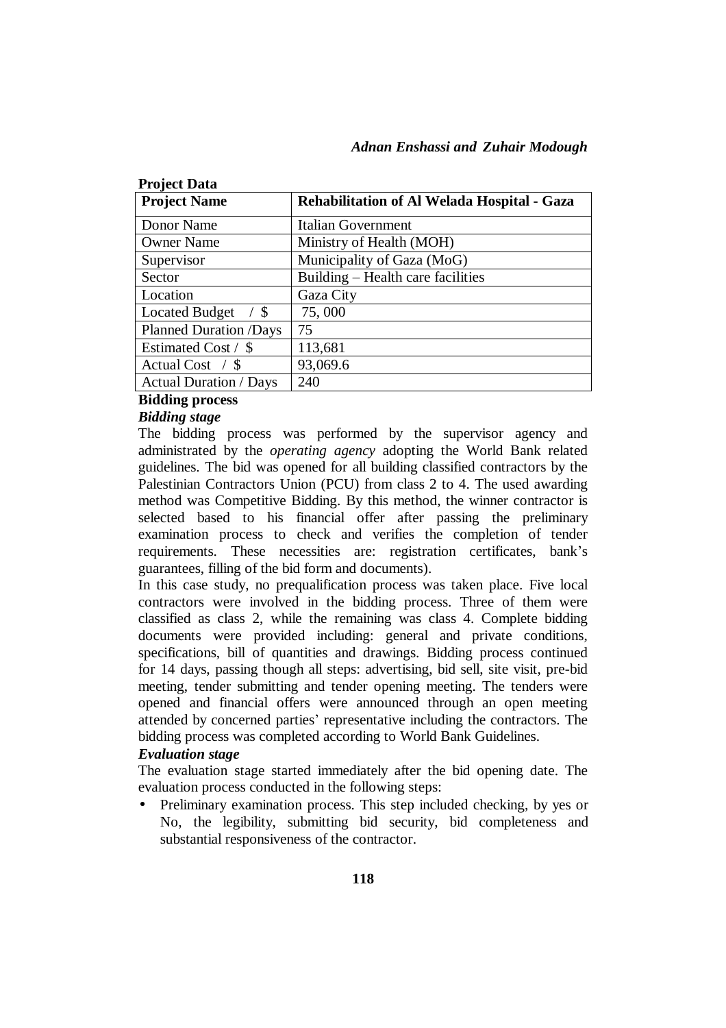**Project Data**

| Project Name | Rehabilitation of Al Welada Hospital - Gaza |
|---|---|
| Donor Name | Italian Government |
| Owner Name | Ministry of Health (MOH) |
| Supervisor | Municipality of Gaza (MoG) |
| Sector | Building – Health care facilities |
| Location | Gaza City |
| Located Budget / $ | 75, 000 |
| Planned Duration /Days | 75 |
| Estimated Cost / $ | 113,681 |
| Actual Cost / $ | 93,069.6 |
| Actual Duration / Days | 240 |

**Bidding process**

***Bidding stage***

The bidding process was performed by the supervisor agency and administrated by the *operating agency* adopting the World Bank related guidelines. The bid was opened for all building classified contractors by the Palestinian Contractors Union (PCU) from class 2 to 4. The used awarding method was Competitive Bidding. By this method, the winner contractor is selected based to his financial offer after passing the preliminary examination process to check and verifies the completion of tender requirements. These necessities are: registration certificates, bank's guarantees, filling of the bid form and documents).

In this case study, no prequalification process was taken place. Five local contractors were involved in the bidding process. Three of them were classified as class 2, while the remaining was class 4. Complete bidding documents were provided including: general and private conditions, specifications, bill of quantities and drawings. Bidding process continued for 14 days, passing though all steps: advertising, bid sell, site visit, pre-bid meeting, tender submitting and tender opening meeting. The tenders were opened and financial offers were announced through an open meeting attended by concerned parties' representative including the contractors. The bidding process was completed according to World Bank Guidelines.

***Evaluation stage***

The evaluation stage started immediately after the bid opening date. The evaluation process conducted in the following steps:

- Preliminary examination process. This step included checking, by yes or No, the legibility, submitting bid security, bid completeness and substantial responsiveness of the contractor.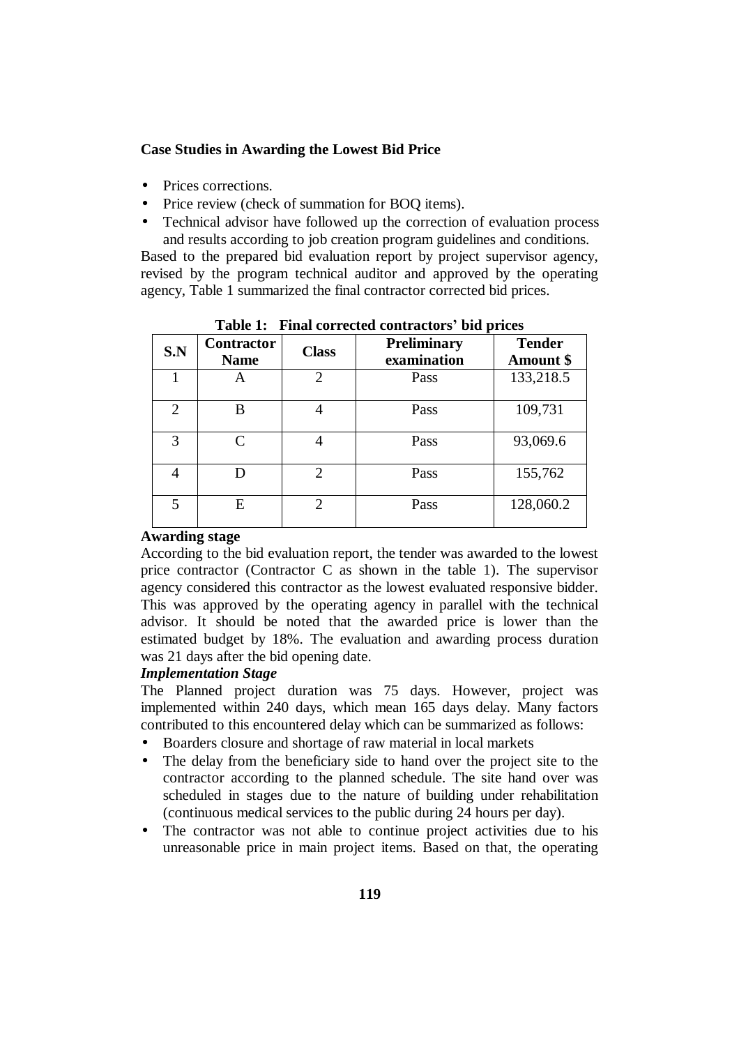**Case Studies in Awarding the Lowest Bid Price**

- Prices corrections.
- Price review (check of summation for BOQ items).
- Technical advisor have followed up the correction of evaluation process and results according to job creation program guidelines and conditions.

Based to the prepared bid evaluation report by project supervisor agency, revised by the program technical auditor and approved by the operating agency, Table 1 summarized the final contractor corrected bid prices.

**Table 1: Final corrected contractors' bid prices**

| S.N | Contractor Name | Class | Preliminary examination | Tender Amount $ |
|---|---|---|---|---|
| 1 | A | 2 | Pass | 133,218.5 |
| 2 | B | 4 | Pass | 109,731 |
| 3 | C | 4 | Pass | 93,069.6 |
| 4 | D | 2 | Pass | 155,762 |
| 5 | E | 2 | Pass | 128,060.2 |

**Awarding stage**

According to the bid evaluation report, the tender was awarded to the lowest price contractor (Contractor C as shown in the table 1). The supervisor agency considered this contractor as the lowest evaluated responsive bidder. This was approved by the operating agency in parallel with the technical advisor. It should be noted that the awarded price is lower than the estimated budget by 18%. The evaluation and awarding process duration was 21 days after the bid opening date.

***Implementation Stage***

The Planned project duration was 75 days. However, project was implemented within 240 days, which mean 165 days delay. Many factors contributed to this encountered delay which can be summarized as follows:

- Boarders closure and shortage of raw material in local markets
- The delay from the beneficiary side to hand over the project site to the contractor according to the planned schedule. The site hand over was scheduled in stages due to the nature of building under rehabilitation (continuous medical services to the public during 24 hours per day).
- The contractor was not able to continue project activities due to his unreasonable price in main project items. Based on that, the operating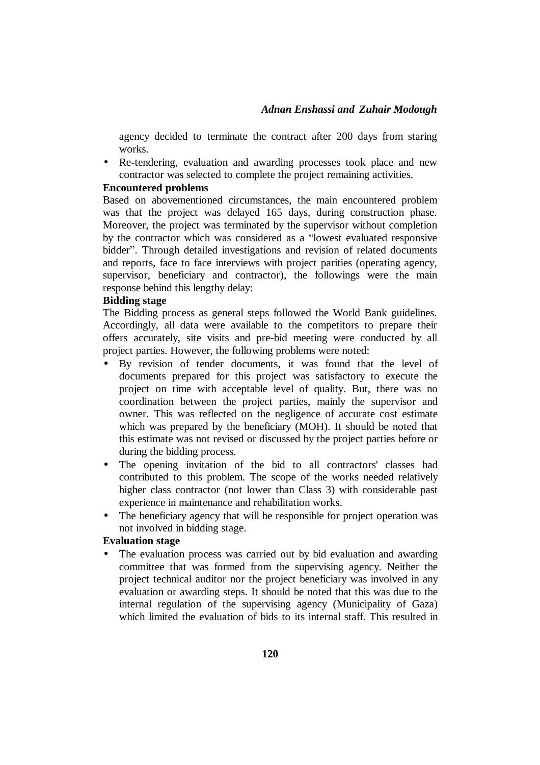agency decided to terminate the contract after 200 days from staring works.

- Re-tendering, evaluation and awarding processes took place and new contractor was selected to complete the project remaining activities.

**Encountered problems**

Based on abovementioned circumstances, the main encountered problem was that the project was delayed 165 days, during construction phase. Moreover, the project was terminated by the supervisor without completion by the contractor which was considered as a "lowest evaluated responsive bidder". Through detailed investigations and revision of related documents and reports, face to face interviews with project parities (operating agency, supervisor, beneficiary and contractor), the followings were the main response behind this lengthy delay:

**Bidding stage**

The Bidding process as general steps followed the World Bank guidelines. Accordingly, all data were available to the competitors to prepare their offers accurately, site visits and pre-bid meeting were conducted by all project parties. However, the following problems were noted:

- By revision of tender documents, it was found that the level of documents prepared for this project was satisfactory to execute the project on time with acceptable level of quality. But, there was no coordination between the project parties, mainly the supervisor and owner. This was reflected on the negligence of accurate cost estimate which was prepared by the beneficiary (MOH). It should be noted that this estimate was not revised or discussed by the project parties before or during the bidding process.
- The opening invitation of the bid to all contractors' classes had contributed to this problem. The scope of the works needed relatively higher class contractor (not lower than Class 3) with considerable past experience in maintenance and rehabilitation works.
- The beneficiary agency that will be responsible for project operation was not involved in bidding stage.

**Evaluation stage**

- The evaluation process was carried out by bid evaluation and awarding committee that was formed from the supervising agency. Neither the project technical auditor nor the project beneficiary was involved in any evaluation or awarding steps. It should be noted that this was due to the internal regulation of the supervising agency (Municipality of Gaza) which limited the evaluation of bids to its internal staff. This resulted in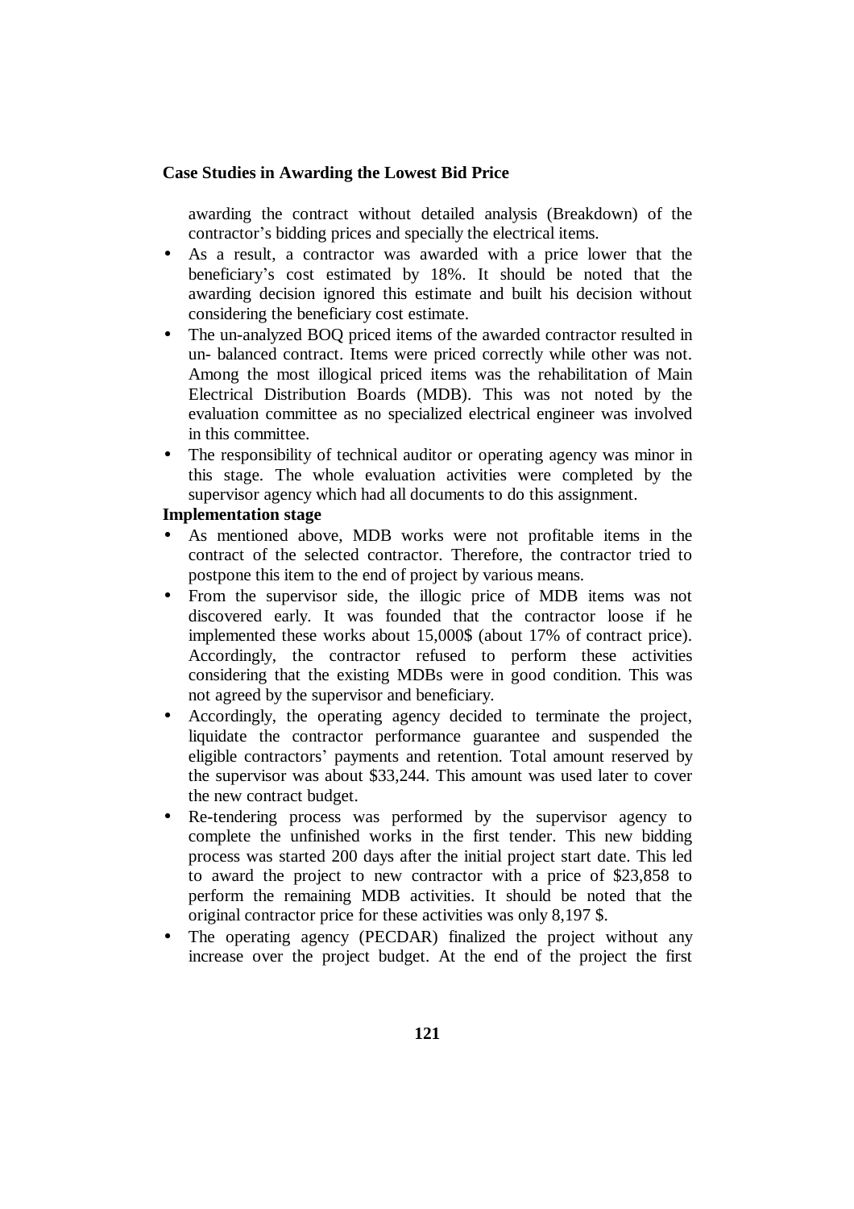awarding the contract without detailed analysis (Breakdown) of the contractor's bidding prices and specially the electrical items.

- As a result, a contractor was awarded with a price lower that the beneficiary's cost estimated by 18%. It should be noted that the awarding decision ignored this estimate and built his decision without considering the beneficiary cost estimate.
- The un-analyzed BOQ priced items of the awarded contractor resulted in un- balanced contract. Items were priced correctly while other was not. Among the most illogical priced items was the rehabilitation of Main Electrical Distribution Boards (MDB). This was not noted by the evaluation committee as no specialized electrical engineer was involved in this committee.
- The responsibility of technical auditor or operating agency was minor in this stage. The whole evaluation activities were completed by the supervisor agency which had all documents to do this assignment.

**Implementation stage**

- As mentioned above, MDB works were not profitable items in the contract of the selected contractor. Therefore, the contractor tried to postpone this item to the end of project by various means.
- From the supervisor side, the illogic price of MDB items was not discovered early. It was founded that the contractor loose if he implemented these works about 15,000$ (about 17% of contract price). Accordingly, the contractor refused to perform these activities considering that the existing MDBs were in good condition. This was not agreed by the supervisor and beneficiary.
- Accordingly, the operating agency decided to terminate the project, liquidate the contractor performance guarantee and suspended the eligible contractors' payments and retention. Total amount reserved by the supervisor was about $33,244. This amount was used later to cover the new contract budget.
- Re-tendering process was performed by the supervisor agency to complete the unfinished works in the first tender. This new bidding process was started 200 days after the initial project start date. This led to award the project to new contractor with a price of $23,858 to perform the remaining MDB activities. It should be noted that the original contractor price for these activities was only 8,197 $.
- The operating agency (PECDAR) finalized the project without any increase over the project budget. At the end of the project the first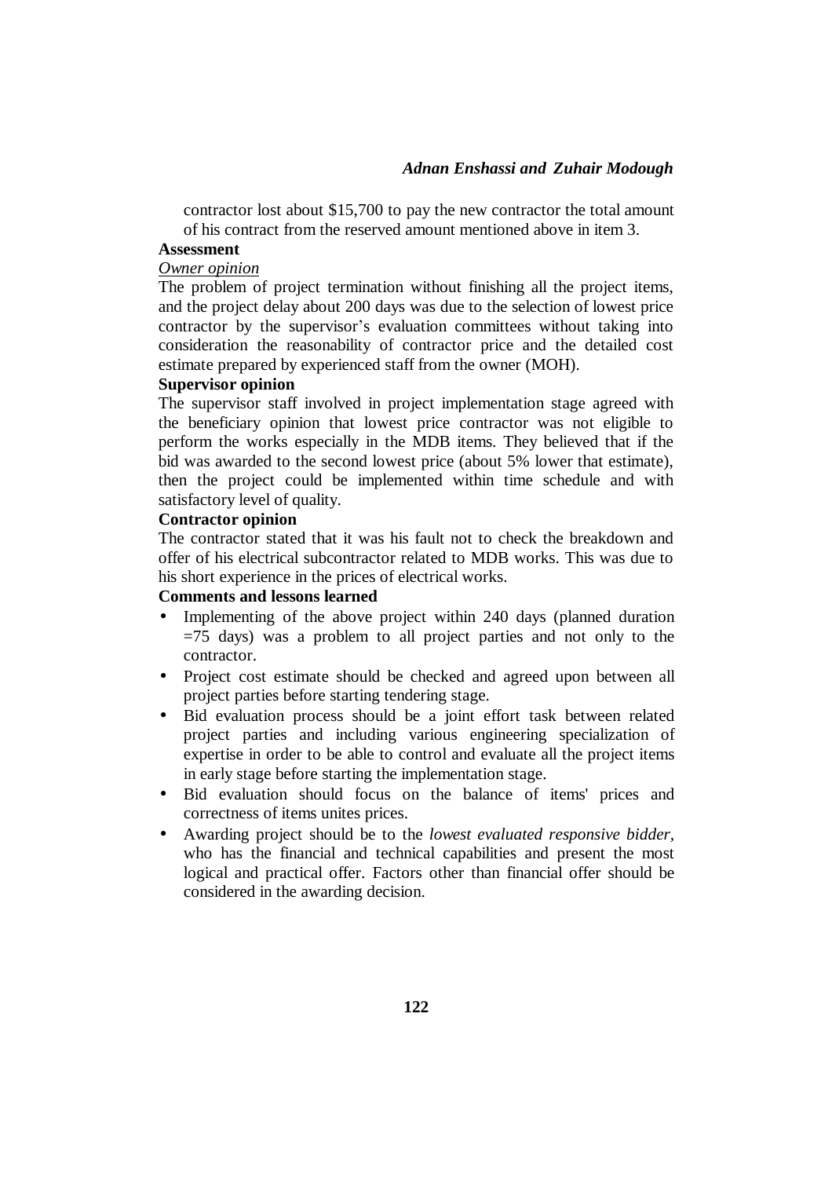contractor lost about $15,700 to pay the new contractor the total amount of his contract from the reserved amount mentioned above in item 3.

**Assessment**

*Owner opinion*

The problem of project termination without finishing all the project items, and the project delay about 200 days was due to the selection of lowest price contractor by the supervisor's evaluation committees without taking into consideration the reasonability of contractor price and the detailed cost estimate prepared by experienced staff from the owner (MOH).

**Supervisor opinion**

The supervisor staff involved in project implementation stage agreed with the beneficiary opinion that lowest price contractor was not eligible to perform the works especially in the MDB items. They believed that if the bid was awarded to the second lowest price (about 5% lower that estimate), then the project could be implemented within time schedule and with satisfactory level of quality.

**Contractor opinion**

The contractor stated that it was his fault not to check the breakdown and offer of his electrical subcontractor related to MDB works. This was due to his short experience in the prices of electrical works.

**Comments and lessons learned**

- Implementing of the above project within 240 days (planned duration =75 days) was a problem to all project parties and not only to the contractor.
- Project cost estimate should be checked and agreed upon between all project parties before starting tendering stage.
- Bid evaluation process should be a joint effort task between related project parties and including various engineering specialization of expertise in order to be able to control and evaluate all the project items in early stage before starting the implementation stage.
- Bid evaluation should focus on the balance of items' prices and correctness of items unites prices.
- Awarding project should be to the *lowest evaluated responsive bidder*, who has the financial and technical capabilities and present the most logical and practical offer. Factors other than financial offer should be considered in the awarding decision.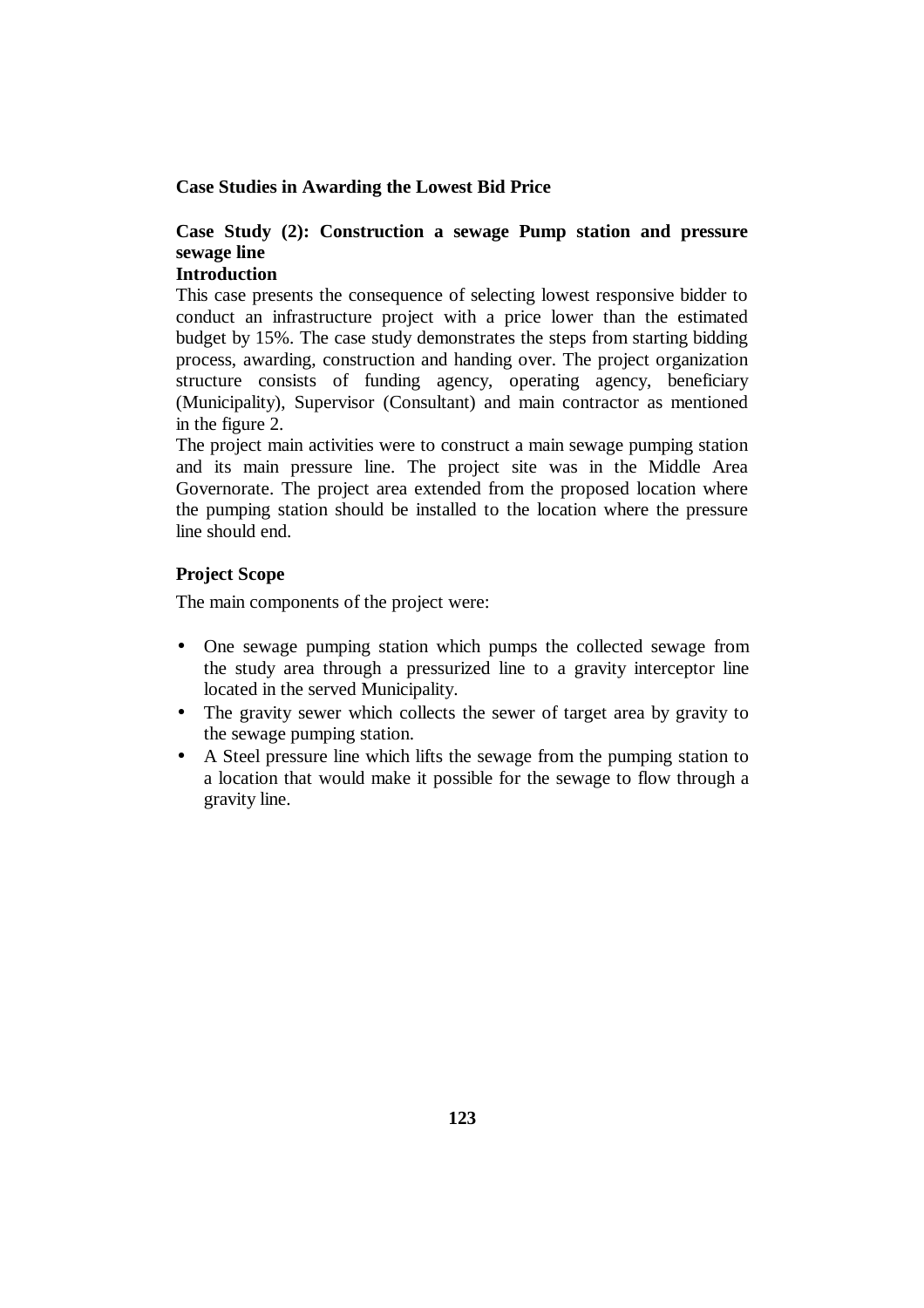**Case Studies in Awarding the Lowest Bid Price**

### Case Study (2): Construction a sewage Pump station and pressure sewage line

**Introduction**

This case presents the consequence of selecting lowest responsive bidder to conduct an infrastructure project with a price lower than the estimated budget by 15%. The case study demonstrates the steps from starting bidding process, awarding, construction and handing over. The project organization structure consists of funding agency, operating agency, beneficiary (Municipality), Supervisor (Consultant) and main contractor as mentioned in the figure 2.

The project main activities were to construct a main sewage pumping station and its main pressure line. The project site was in the Middle Area Governorate. The project area extended from the proposed location where the pumping station should be installed to the location where the pressure line should end.

**Project Scope**

The main components of the project were:

- One sewage pumping station which pumps the collected sewage from the study area through a pressurized line to a gravity interceptor line located in the served Municipality.
- The gravity sewer which collects the sewer of target area by gravity to the sewage pumping station.
- A Steel pressure line which lifts the sewage from the pumping station to a location that would make it possible for the sewage to flow through a gravity line.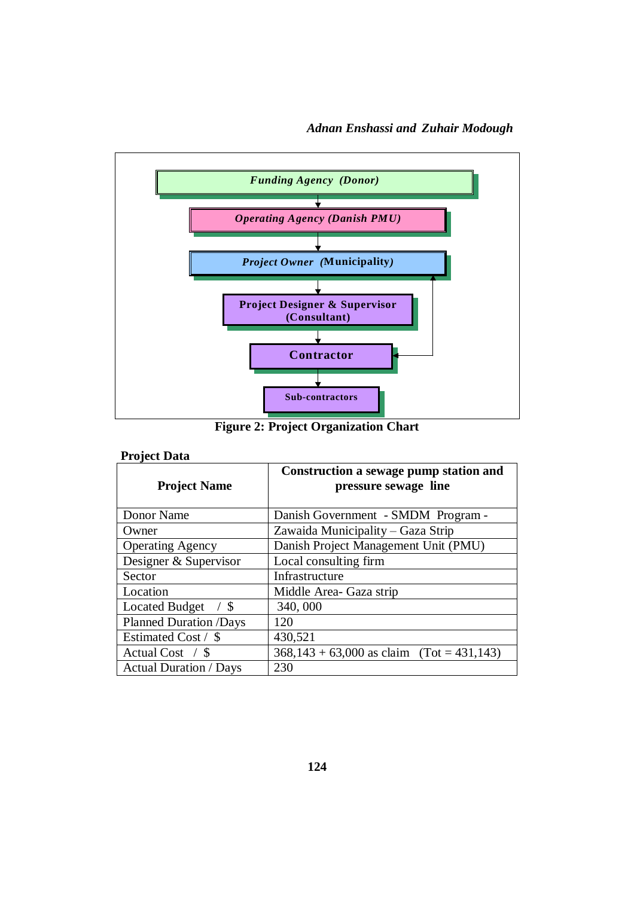Funding Agency (Donor)

Operating Agency (Danish PMU)

Project Owner (Municipality)

Project Designer & Supervisor (Consultant)

Contractor

Sub-contractors

**Figure 2: Project Organization Chart**

**Project Data**

| **Project Name** | **Construction a sewage pump station and pressure sewage line** |
|---|---|
| Donor Name | Danish Government - SMDM Program - |
| Owner | Zawaida Municipality – Gaza Strip |
| Operating Agency | Danish Project Management Unit (PMU) |
| Designer & Supervisor | Local consulting firm |
| Sector | Infrastructure |
| Location | Middle Area- Gaza strip |
| Located Budget / $ | 340, 000 |
| Planned Duration /Days | 120 |
| Estimated Cost / $ | 430,521 |
| Actual Cost / $ | 368,143 + 63,000 as claim (Tot = 431,143) |
| Actual Duration / Days | 230 |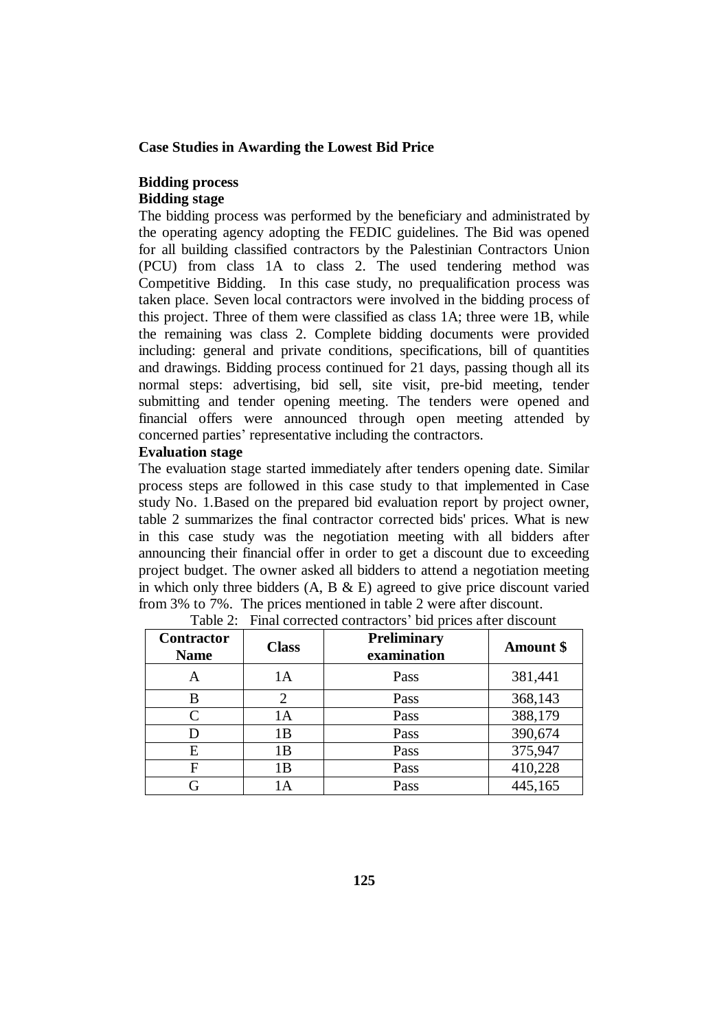**Case Studies in Awarding the Lowest Bid Price**

**Bidding process**

**Bidding stage**

The bidding process was performed by the beneficiary and administrated by the operating agency adopting the FEDIC guidelines. The Bid was opened for all building classified contractors by the Palestinian Contractors Union (PCU) from class 1A to class 2. The used tendering method was Competitive Bidding. In this case study, no prequalification process was taken place. Seven local contractors were involved in the bidding process of this project. Three of them were classified as class 1A; three were 1B, while the remaining was class 2. Complete bidding documents were provided including: general and private conditions, specifications, bill of quantities and drawings. Bidding process continued for 21 days, passing though all its normal steps: advertising, bid sell, site visit, pre-bid meeting, tender submitting and tender opening meeting. The tenders were opened and financial offers were announced through open meeting attended by concerned parties' representative including the contractors.

**Evaluation stage**

The evaluation stage started immediately after tenders opening date. Similar process steps are followed in this case study to that implemented in Case study No. 1.Based on the prepared bid evaluation report by project owner, table 2 summarizes the final contractor corrected bids' prices. What is new in this case study was the negotiation meeting with all bidders after announcing their financial offer in order to get a discount due to exceeding project budget. The owner asked all bidders to attend a negotiation meeting in which only three bidders (A, B & E) agreed to give price discount varied from 3% to 7%. The prices mentioned in table 2 were after discount.

Table 2: Final corrected contractors' bid prices after discount

| Contractor Name | Class | Preliminary examination | Amount $ |
|---|---|---|---|
| A | 1A | Pass | 381,441 |
| B | 2 | Pass | 368,143 |
| C | 1A | Pass | 388,179 |
| D | 1B | Pass | 390,674 |
| E | 1B | Pass | 375,947 |
| F | 1B | Pass | 410,228 |
| G | 1A | Pass | 445,165 |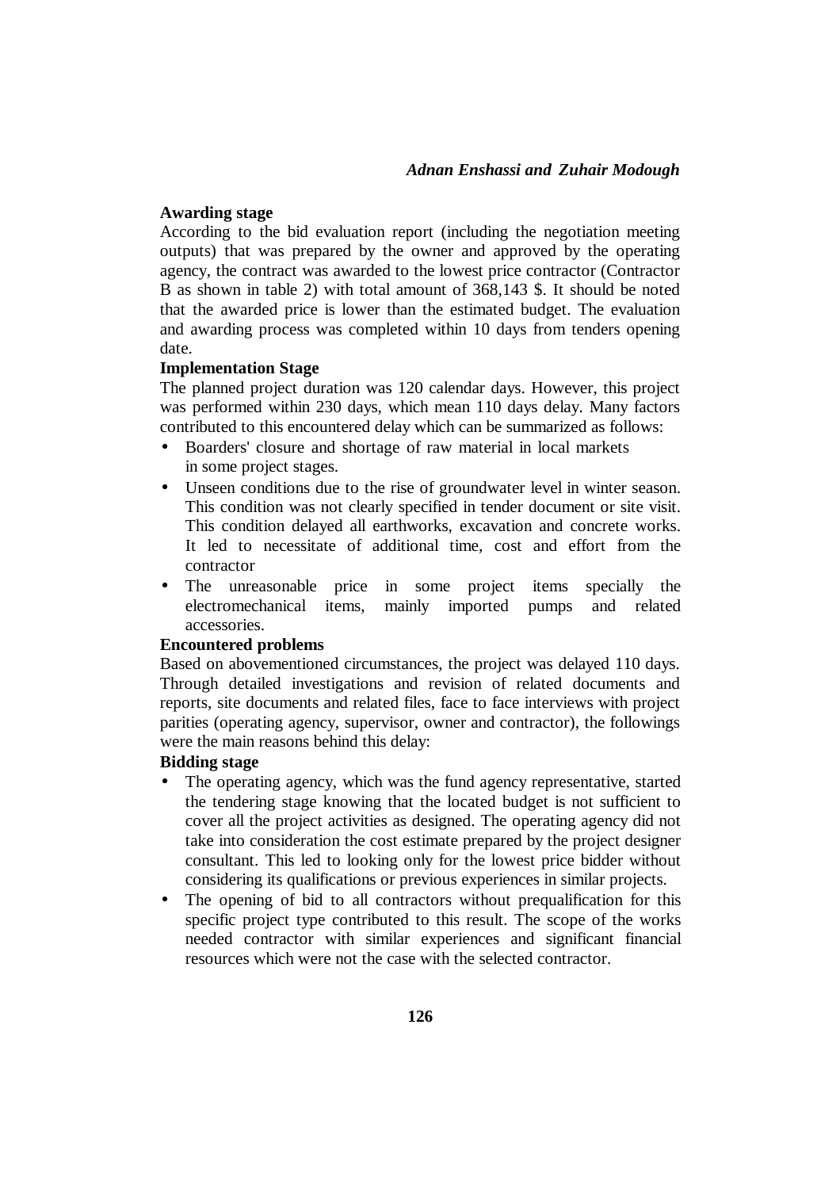**Awarding stage**

According to the bid evaluation report (including the negotiation meeting outputs) that was prepared by the owner and approved by the operating agency, the contract was awarded to the lowest price contractor (Contractor B as shown in table 2) with total amount of 368,143 $. It should be noted that the awarded price is lower than the estimated budget. The evaluation and awarding process was completed within 10 days from tenders opening date.

**Implementation Stage**

The planned project duration was 120 calendar days. However, this project was performed within 230 days, which mean 110 days delay. Many factors contributed to this encountered delay which can be summarized as follows:

- Boarders' closure and shortage of raw material in local markets in some project stages.
- Unseen conditions due to the rise of groundwater level in winter season. This condition was not clearly specified in tender document or site visit. This condition delayed all earthworks, excavation and concrete works. It led to necessitate of additional time, cost and effort from the contractor
- The unreasonable price in some project items specially the electromechanical items, mainly imported pumps and related accessories.

**Encountered problems**

Based on abovementioned circumstances, the project was delayed 110 days. Through detailed investigations and revision of related documents and reports, site documents and related files, face to face interviews with project parities (operating agency, supervisor, owner and contractor), the followings were the main reasons behind this delay:

**Bidding stage**

- The operating agency, which was the fund agency representative, started the tendering stage knowing that the located budget is not sufficient to cover all the project activities as designed. The operating agency did not take into consideration the cost estimate prepared by the project designer consultant. This led to looking only for the lowest price bidder without considering its qualifications or previous experiences in similar projects.
- The opening of bid to all contractors without prequalification for this specific project type contributed to this result. The scope of the works needed contractor with similar experiences and significant financial resources which were not the case with the selected contractor.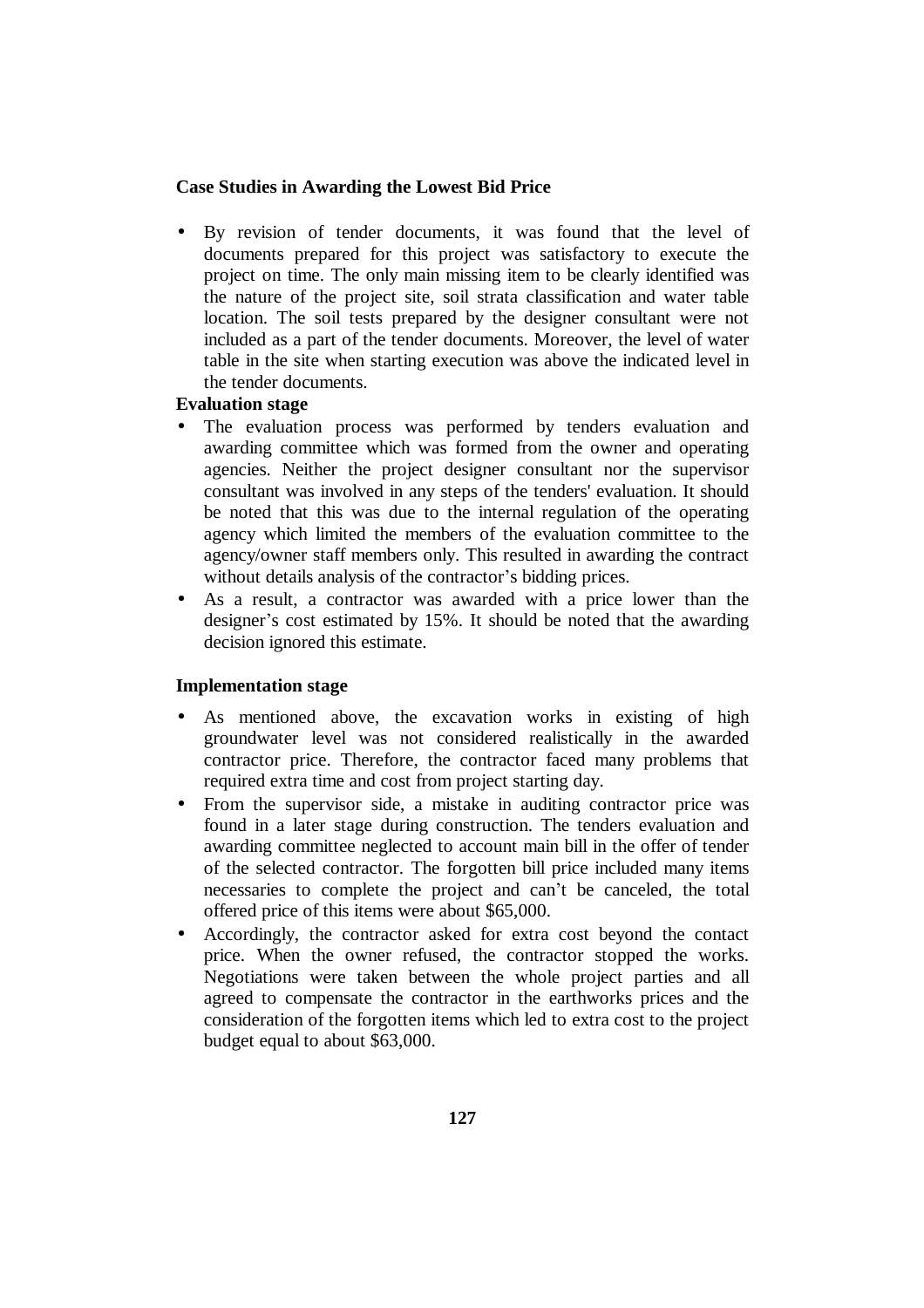**Case Studies in Awarding the Lowest Bid Price**

- By revision of tender documents, it was found that the level of documents prepared for this project was satisfactory to execute the project on time. The only main missing item to be clearly identified was the nature of the project site, soil strata classification and water table location. The soil tests prepared by the designer consultant were not included as a part of the tender documents. Moreover, the level of water table in the site when starting execution was above the indicated level in the tender documents.

**Evaluation stage**

- The evaluation process was performed by tenders evaluation and awarding committee which was formed from the owner and operating agencies. Neither the project designer consultant nor the supervisor consultant was involved in any steps of the tenders' evaluation. It should be noted that this was due to the internal regulation of the operating agency which limited the members of the evaluation committee to the agency/owner staff members only. This resulted in awarding the contract without details analysis of the contractor's bidding prices.
- As a result, a contractor was awarded with a price lower than the designer's cost estimated by 15%. It should be noted that the awarding decision ignored this estimate.

**Implementation stage**

- As mentioned above, the excavation works in existing of high groundwater level was not considered realistically in the awarded contractor price. Therefore, the contractor faced many problems that required extra time and cost from project starting day.
- From the supervisor side, a mistake in auditing contractor price was found in a later stage during construction. The tenders evaluation and awarding committee neglected to account main bill in the offer of tender of the selected contractor. The forgotten bill price included many items necessaries to complete the project and can't be canceled, the total offered price of this items were about $65,000.
- Accordingly, the contractor asked for extra cost beyond the contact price. When the owner refused, the contractor stopped the works. Negotiations were taken between the whole project parties and all agreed to compensate the contractor in the earthworks prices and the consideration of the forgotten items which led to extra cost to the project budget equal to about $63,000.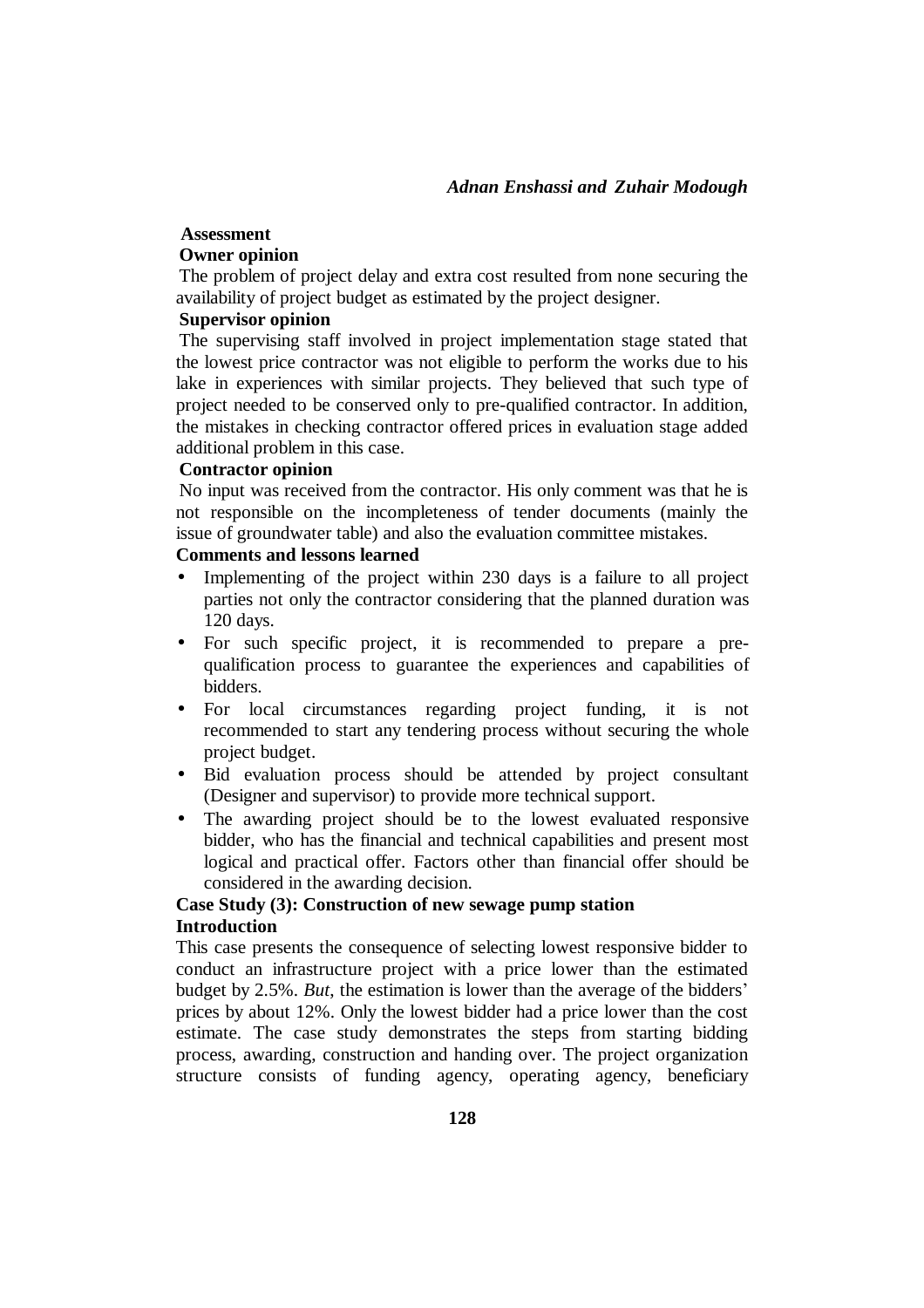**Assessment**

**Owner opinion**

The problem of project delay and extra cost resulted from none securing the availability of project budget as estimated by the project designer.

**Supervisor opinion**

The supervising staff involved in project implementation stage stated that the lowest price contractor was not eligible to perform the works due to his lake in experiences with similar projects. They believed that such type of project needed to be conserved only to pre-qualified contractor. In addition, the mistakes in checking contractor offered prices in evaluation stage added additional problem in this case.

**Contractor opinion**

No input was received from the contractor. His only comment was that he is not responsible on the incompleteness of tender documents (mainly the issue of groundwater table) and also the evaluation committee mistakes.

**Comments and lessons learned**

- Implementing of the project within 230 days is a failure to all project parties not only the contractor considering that the planned duration was 120 days.
- For such specific project, it is recommended to prepare a pre-qualification process to guarantee the experiences and capabilities of bidders.
- For local circumstances regarding project funding, it is not recommended to start any tendering process without securing the whole project budget.
- Bid evaluation process should be attended by project consultant (Designer and supervisor) to provide more technical support.
- The awarding project should be to the lowest evaluated responsive bidder, who has the financial and technical capabilities and present most logical and practical offer. Factors other than financial offer should be considered in the awarding decision.

**Case Study (3): Construction of new sewage pump station**

**Introduction**

This case presents the consequence of selecting lowest responsive bidder to conduct an infrastructure project with a price lower than the estimated budget by 2.5%. *But*, the estimation is lower than the average of the bidders' prices by about 12%. Only the lowest bidder had a price lower than the cost estimate. The case study demonstrates the steps from starting bidding process, awarding, construction and handing over. The project organization structure consists of funding agency, operating agency, beneficiary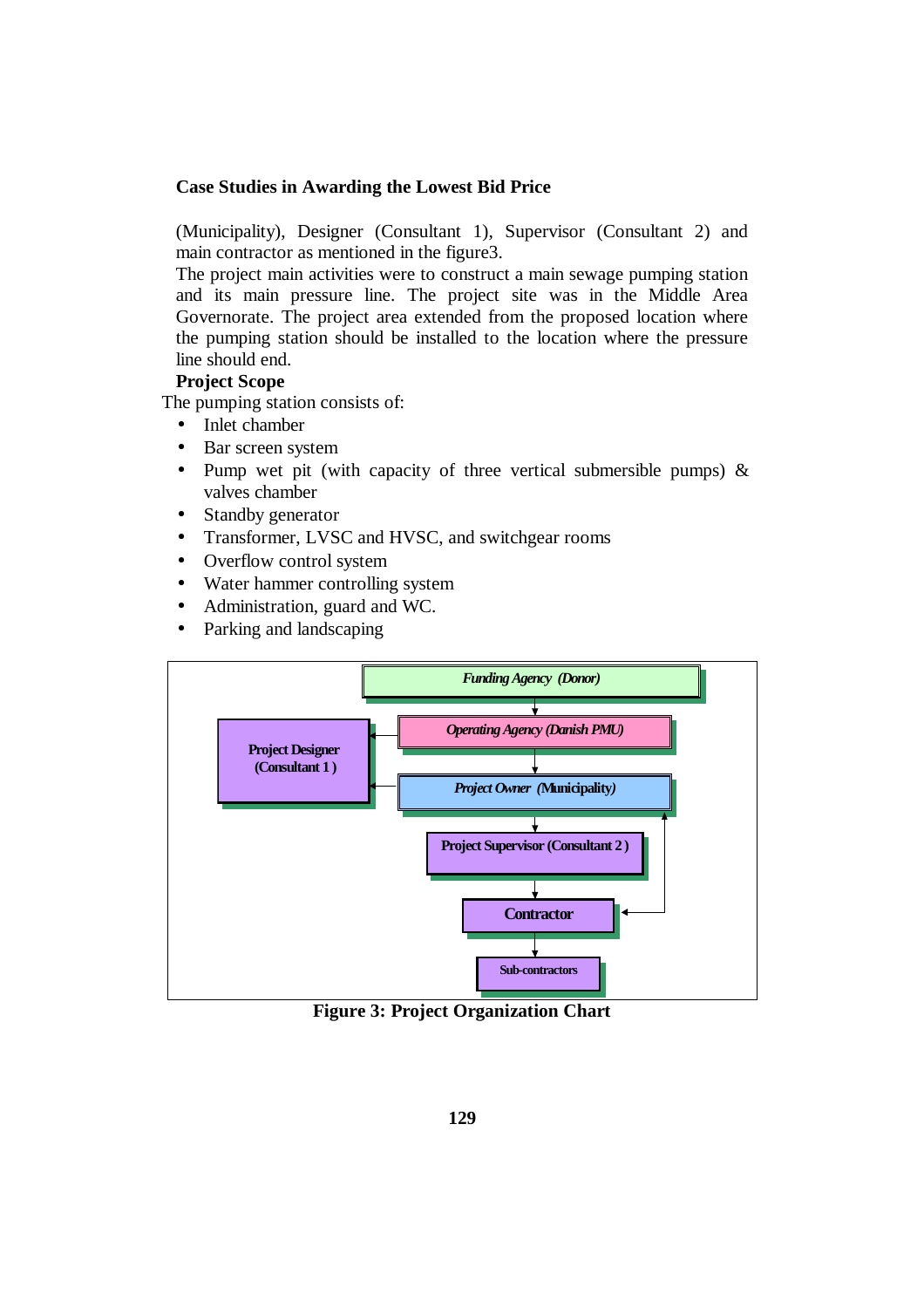(Municipality), Designer (Consultant 1), Supervisor (Consultant 2) and main contractor as mentioned in the figure3.

The project main activities were to construct a main sewage pumping station and its main pressure line. The project site was in the Middle Area Governorate. The project area extended from the proposed location where the pumping station should be installed to the location where the pressure line should end.

**Project Scope**

The pumping station consists of:

- Inlet chamber
- Bar screen system
- Pump wet pit (with capacity of three vertical submersible pumps) & valves chamber
- Standby generator
- Transformer, LVSC and HVSC, and switchgear rooms
- Overflow control system
- Water hammer controlling system
- Administration, guard and WC.
- Parking and landscaping

*Funding Agency (Donor)*

*Operating Agency (Danish PMU)*

**Project Designer (Consultant 1 )**

*Project Owner (Municipality)*

**Project Supervisor (Consultant 2 )**

**Contractor**

**Sub-contractors**

**Figure 3: Project Organization Chart**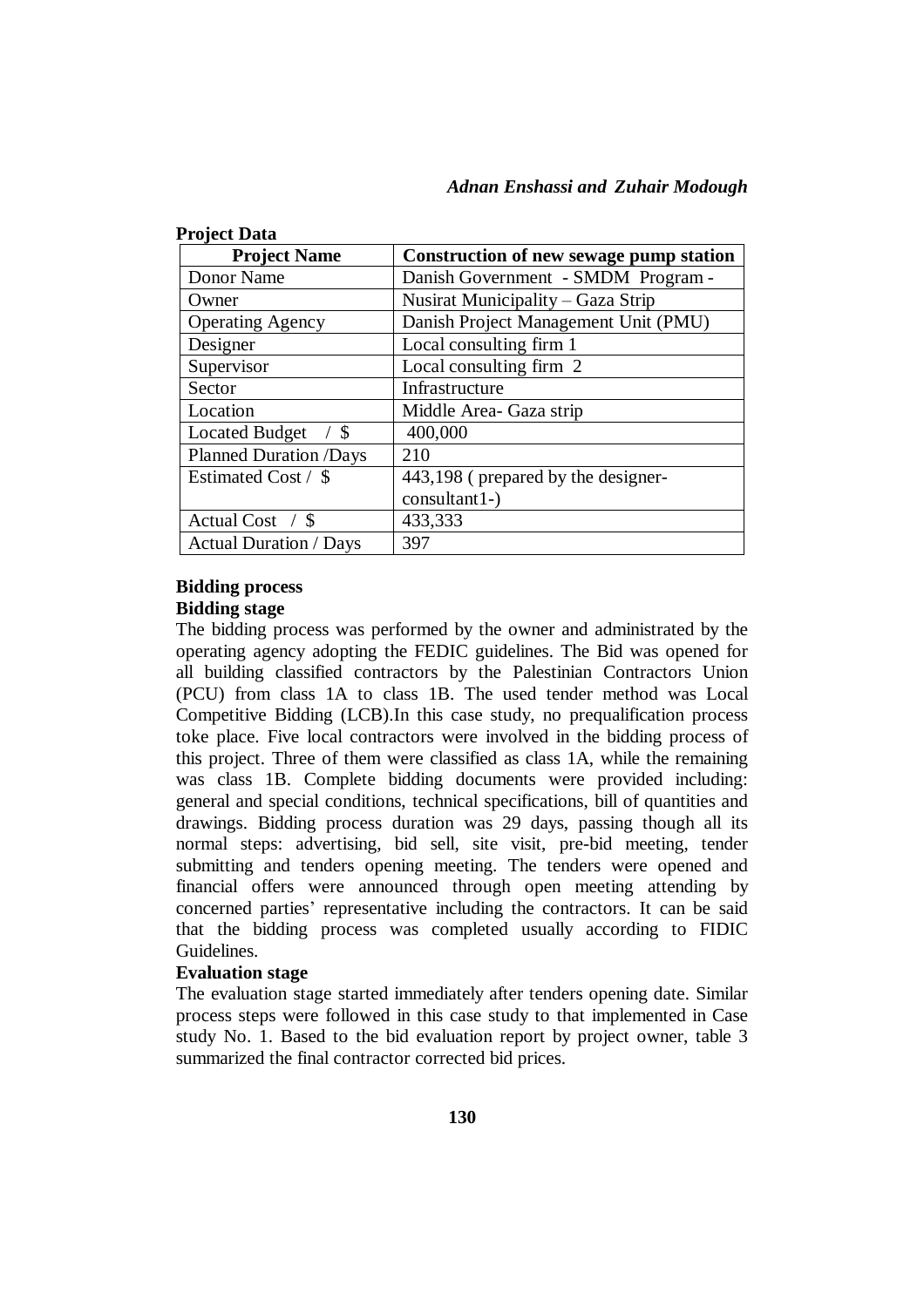**Project Data**

| Project Name | Construction of new sewage pump station |
|---|---|
| Donor Name | Danish Government - SMDM Program - |
| Owner | Nusirat Municipality – Gaza Strip |
| Operating Agency | Danish Project Management Unit (PMU) |
| Designer | Local consulting firm 1 |
| Supervisor | Local consulting firm 2 |
| Sector | Infrastructure |
| Location | Middle Area- Gaza strip |
| Located Budget / $ | 400,000 |
| Planned Duration /Days | 210 |
| Estimated Cost / $ | 443,198 ( prepared by the designer-consultant1-) |
| Actual Cost / $ | 433,333 |
| Actual Duration / Days | 397 |

**Bidding process**

**Bidding stage**

The bidding process was performed by the owner and administrated by the operating agency adopting the FEDIC guidelines. The Bid was opened for all building classified contractors by the Palestinian Contractors Union (PCU) from class 1A to class 1B. The used tender method was Local Competitive Bidding (LCB).In this case study, no prequalification process toke place. Five local contractors were involved in the bidding process of this project. Three of them were classified as class 1A, while the remaining was class 1B. Complete bidding documents were provided including: general and special conditions, technical specifications, bill of quantities and drawings. Bidding process duration was 29 days, passing though all its normal steps: advertising, bid sell, site visit, pre-bid meeting, tender submitting and tenders opening meeting. The tenders were opened and financial offers were announced through open meeting attending by concerned parties' representative including the contractors. It can be said that the bidding process was completed usually according to FIDIC Guidelines.

**Evaluation stage**

The evaluation stage started immediately after tenders opening date. Similar process steps were followed in this case study to that implemented in Case study No. 1. Based to the bid evaluation report by project owner, table 3 summarized the final contractor corrected bid prices.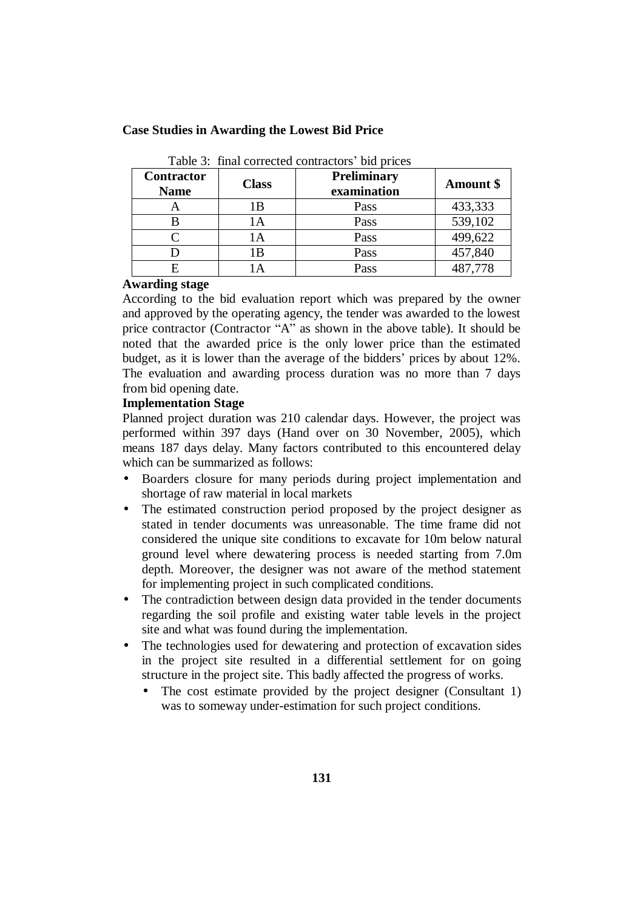**Case Studies in Awarding the Lowest Bid Price**

Table 3: final corrected contractors' bid prices

| Contractor Name | Class | Preliminary examination | Amount $ |
|---|---|---|---|
| A | 1B | Pass | 433,333 |
| B | 1A | Pass | 539,102 |
| C | 1A | Pass | 499,622 |
| D | 1B | Pass | 457,840 |
| E | 1A | Pass | 487,778 |

**Awarding stage**

According to the bid evaluation report which was prepared by the owner and approved by the operating agency, the tender was awarded to the lowest price contractor (Contractor "A" as shown in the above table). It should be noted that the awarded price is the only lower price than the estimated budget, as it is lower than the average of the bidders' prices by about 12%. The evaluation and awarding process duration was no more than 7 days from bid opening date.

**Implementation Stage**

Planned project duration was 210 calendar days. However, the project was performed within 397 days (Hand over on 30 November, 2005), which means 187 days delay. Many factors contributed to this encountered delay which can be summarized as follows:

- Boarders closure for many periods during project implementation and shortage of raw material in local markets
- The estimated construction period proposed by the project designer as stated in tender documents was unreasonable. The time frame did not considered the unique site conditions to excavate for 10m below natural ground level where dewatering process is needed starting from 7.0m depth. Moreover, the designer was not aware of the method statement for implementing project in such complicated conditions.
- The contradiction between design data provided in the tender documents regarding the soil profile and existing water table levels in the project site and what was found during the implementation.
- The technologies used for dewatering and protection of excavation sides in the project site resulted in a differential settlement for on going structure in the project site. This badly affected the progress of works.
  - The cost estimate provided by the project designer (Consultant 1) was to someway under-estimation for such project conditions.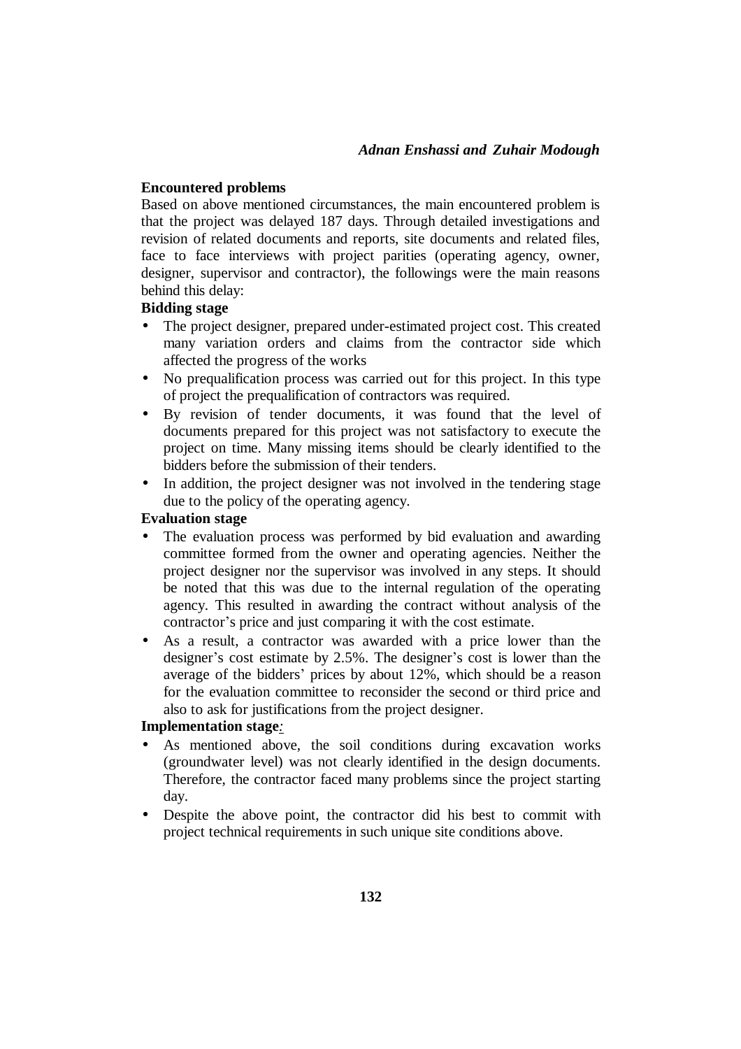**Encountered problems**

Based on above mentioned circumstances, the main encountered problem is that the project was delayed 187 days. Through detailed investigations and revision of related documents and reports, site documents and related files, face to face interviews with project parities (operating agency, owner, designer, supervisor and contractor), the followings were the main reasons behind this delay:

**Bidding stage**

- The project designer, prepared under-estimated project cost. This created many variation orders and claims from the contractor side which affected the progress of the works
- No prequalification process was carried out for this project. In this type of project the prequalification of contractors was required.
- By revision of tender documents, it was found that the level of documents prepared for this project was not satisfactory to execute the project on time. Many missing items should be clearly identified to the bidders before the submission of their tenders.
- In addition, the project designer was not involved in the tendering stage due to the policy of the operating agency.

**Evaluation stage**

- The evaluation process was performed by bid evaluation and awarding committee formed from the owner and operating agencies. Neither the project designer nor the supervisor was involved in any steps. It should be noted that this was due to the internal regulation of the operating agency. This resulted in awarding the contract without analysis of the contractor's price and just comparing it with the cost estimate.
- As a result, a contractor was awarded with a price lower than the designer's cost estimate by 2.5%. The designer's cost is lower than the average of the bidders' prices by about 12%, which should be a reason for the evaluation committee to reconsider the second or third price and also to ask for justifications from the project designer.

**Implementation stage:**

- As mentioned above, the soil conditions during excavation works (groundwater level) was not clearly identified in the design documents. Therefore, the contractor faced many problems since the project starting day.
- Despite the above point, the contractor did his best to commit with project technical requirements in such unique site conditions above.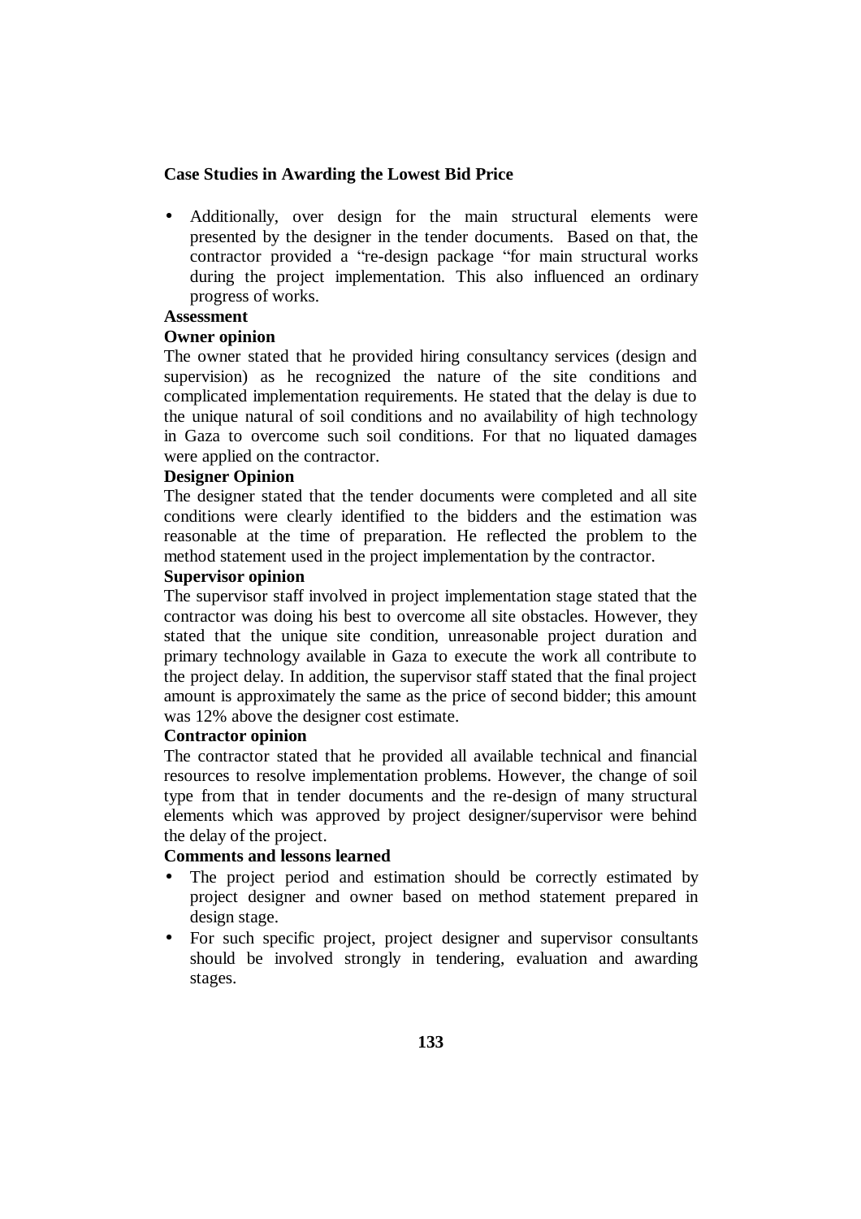- Additionally, over design for the main structural elements were presented by the designer in the tender documents. Based on that, the contractor provided a "re-design package "for main structural works during the project implementation. This also influenced an ordinary progress of works.

**Assessment**

**Owner opinion**

The owner stated that he provided hiring consultancy services (design and supervision) as he recognized the nature of the site conditions and complicated implementation requirements. He stated that the delay is due to the unique natural of soil conditions and no availability of high technology in Gaza to overcome such soil conditions. For that no liquated damages were applied on the contractor.

**Designer Opinion**

The designer stated that the tender documents were completed and all site conditions were clearly identified to the bidders and the estimation was reasonable at the time of preparation. He reflected the problem to the method statement used in the project implementation by the contractor.

**Supervisor opinion**

The supervisor staff involved in project implementation stage stated that the contractor was doing his best to overcome all site obstacles. However, they stated that the unique site condition, unreasonable project duration and primary technology available in Gaza to execute the work all contribute to the project delay. In addition, the supervisor staff stated that the final project amount is approximately the same as the price of second bidder; this amount was 12% above the designer cost estimate.

**Contractor opinion**

The contractor stated that he provided all available technical and financial resources to resolve implementation problems. However, the change of soil type from that in tender documents and the re-design of many structural elements which was approved by project designer/supervisor were behind the delay of the project.

**Comments and lessons learned**

- The project period and estimation should be correctly estimated by project designer and owner based on method statement prepared in design stage.
- For such specific project, project designer and supervisor consultants should be involved strongly in tendering, evaluation and awarding stages.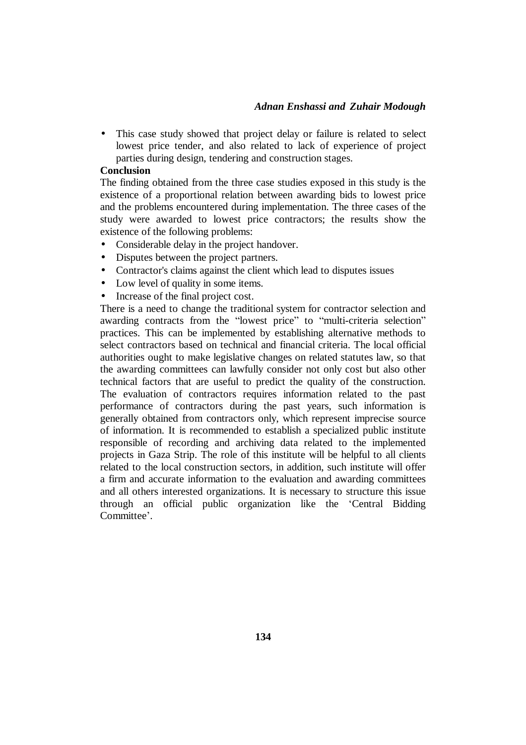- This case study showed that project delay or failure is related to select lowest price tender, and also related to lack of experience of project parties during design, tendering and construction stages.

## Conclusion

The finding obtained from the three case studies exposed in this study is the existence of a proportional relation between awarding bids to lowest price and the problems encountered during implementation. The three cases of the study were awarded to lowest price contractors; the results show the existence of the following problems:

- Considerable delay in the project handover.
- Disputes between the project partners.
- Contractor's claims against the client which lead to disputes issues
- Low level of quality in some items.
- Increase of the final project cost.

There is a need to change the traditional system for contractor selection and awarding contracts from the "lowest price" to "multi-criteria selection" practices. This can be implemented by establishing alternative methods to select contractors based on technical and financial criteria. The local official authorities ought to make legislative changes on related statutes law, so that the awarding committees can lawfully consider not only cost but also other technical factors that are useful to predict the quality of the construction. The evaluation of contractors requires information related to the past performance of contractors during the past years, such information is generally obtained from contractors only, which represent imprecise source of information. It is recommended to establish a specialized public institute responsible of recording and archiving data related to the implemented projects in Gaza Strip. The role of this institute will be helpful to all clients related to the local construction sectors, in addition, such institute will offer a firm and accurate information to the evaluation and awarding committees and all others interested organizations. It is necessary to structure this issue through an official public organization like the 'Central Bidding Committee'.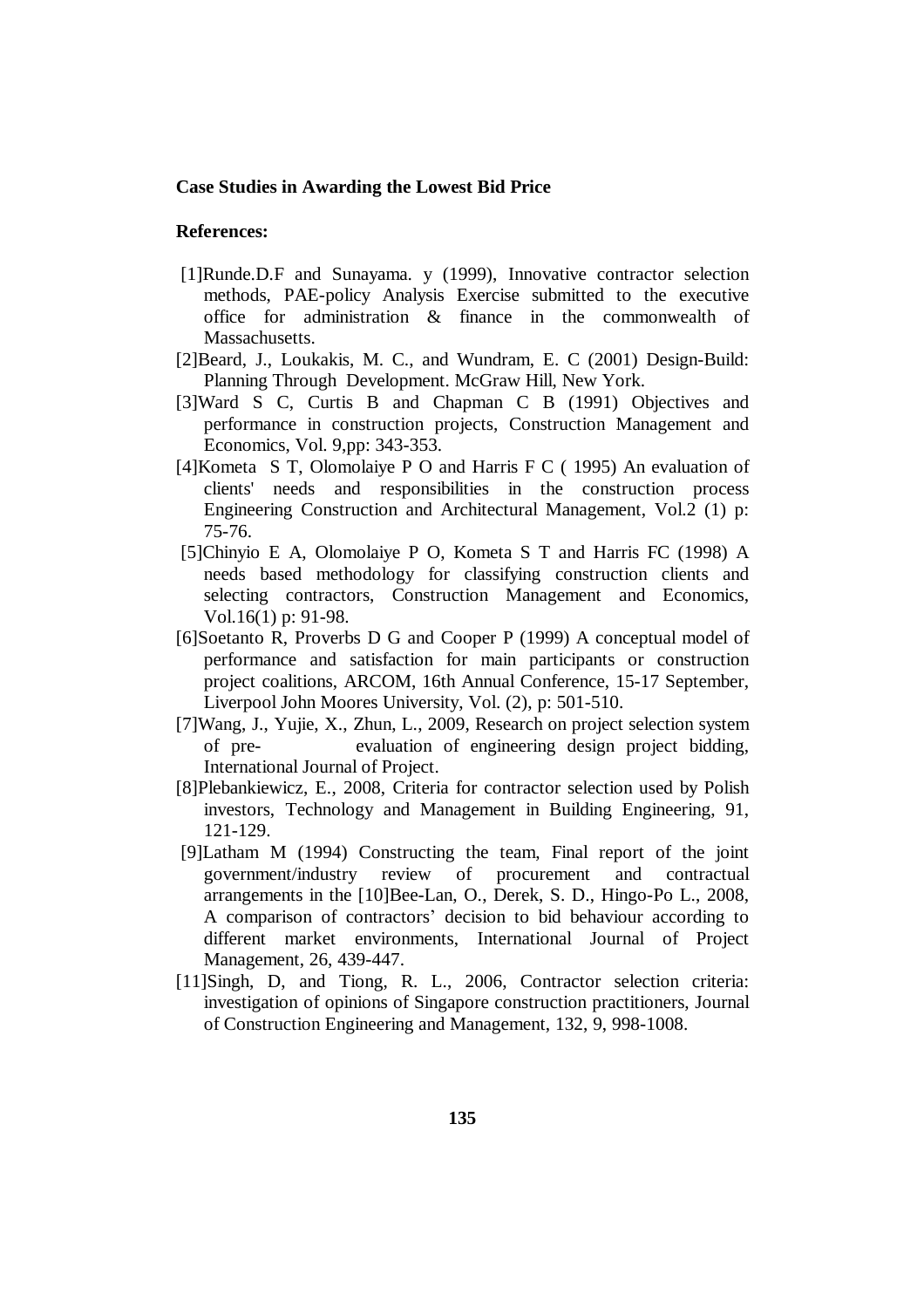**Case Studies in Awarding the Lowest Bid Price**

**References:**

[1]Runde.D.F and Sunayama. y (1999), Innovative contractor selection methods, PAE-policy Analysis Exercise submitted to the executive office for administration & finance in the commonwealth of Massachusetts.

[2]Beard, J., Loukakis, M. C., and Wundram, E. C (2001) Design-Build: Planning Through Development. McGraw Hill, New York.

[3]Ward S C, Curtis B and Chapman C B (1991) Objectives and performance in construction projects, Construction Management and Economics, Vol. 9,pp: 343-353.

[4]Kometa S T, Olomolaiye P O and Harris F C ( 1995) An evaluation of clients' needs and responsibilities in the construction process Engineering Construction and Architectural Management, Vol.2 (1) p: 75-76.

[5]Chinyio E A, Olomolaiye P O, Kometa S T and Harris FC (1998) A needs based methodology for classifying construction clients and selecting contractors, Construction Management and Economics, Vol.16(1) p: 91-98.

[6]Soetanto R, Proverbs D G and Cooper P (1999) A conceptual model of performance and satisfaction for main participants or construction project coalitions, ARCOM, 16th Annual Conference, 15-17 September, Liverpool John Moores University, Vol. (2), p: 501-510.

[7]Wang, J., Yujie, X., Zhun, L., 2009, Research on project selection system of pre- evaluation of engineering design project bidding, International Journal of Project.

[8]Plebankiewicz, E., 2008, Criteria for contractor selection used by Polish investors, Technology and Management in Building Engineering, 91, 121-129.

[9]Latham M (1994) Constructing the team, Final report of the joint government/industry review of procurement and contractual arrangements in the [10]Bee-Lan, O., Derek, S. D., Hingo-Po L., 2008, A comparison of contractors' decision to bid behaviour according to different market environments, International Journal of Project Management, 26, 439-447.

[11]Singh, D, and Tiong, R. L., 2006, Contractor selection criteria: investigation of opinions of Singapore construction practitioners, Journal of Construction Engineering and Management, 132, 9, 998-1008.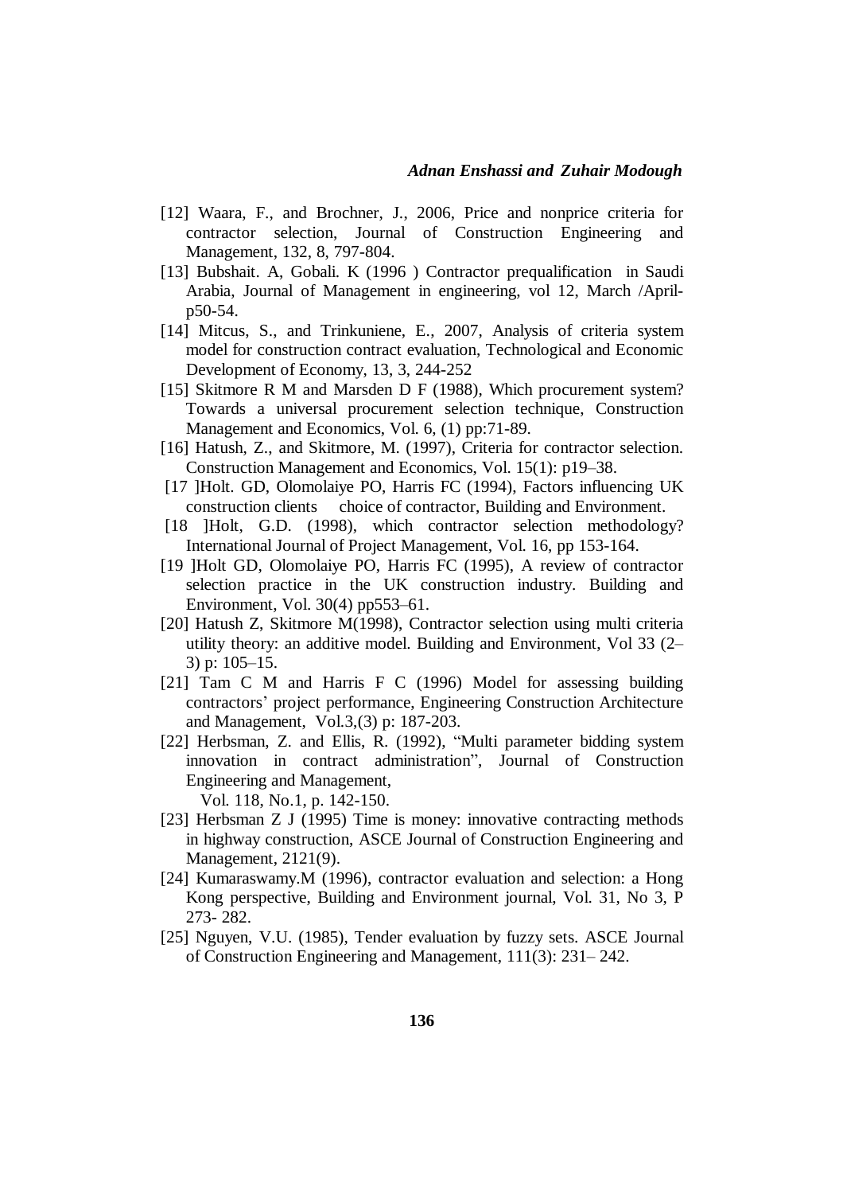[12] Waara, F., and Brochner, J., 2006, Price and nonprice criteria for contractor selection, Journal of Construction Engineering and Management, 132, 8, 797-804.

[13] Bubshait. A, Gobali. K (1996 ) Contractor prequalification in Saudi Arabia, Journal of Management in engineering, vol 12, March /April-p50-54.

[14] Mitcus, S., and Trinkuniene, E., 2007, Analysis of criteria system model for construction contract evaluation, Technological and Economic Development of Economy, 13, 3, 244-252

[15] Skitmore R M and Marsden D F (1988), Which procurement system? Towards a universal procurement selection technique, Construction Management and Economics, Vol. 6, (1) pp:71-89.

[16] Hatush, Z., and Skitmore, M. (1997), Criteria for contractor selection. Construction Management and Economics, Vol. 15(1): p19–38.

[17 ]Holt. GD, Olomolaiye PO, Harris FC (1994), Factors influencing UK construction clients choice of contractor, Building and Environment.

[18 ]Holt, G.D. (1998), which contractor selection methodology? International Journal of Project Management, Vol. 16, pp 153-164.

[19 ]Holt GD, Olomolaiye PO, Harris FC (1995), A review of contractor selection practice in the UK construction industry. Building and Environment, Vol. 30(4) pp553–61.

[20] Hatush Z, Skitmore M(1998), Contractor selection using multi criteria utility theory: an additive model. Building and Environment, Vol 33 (2–3) p: 105–15.

[21] Tam C M and Harris F C (1996) Model for assessing building contractors' project performance, Engineering Construction Architecture and Management, Vol.3,(3) p: 187-203.

[22] Herbsman, Z. and Ellis, R. (1992), "Multi parameter bidding system innovation in contract administration", Journal of Construction Engineering and Management,
Vol. 118, No.1, p. 142-150.

[23] Herbsman Z J (1995) Time is money: innovative contracting methods in highway construction, ASCE Journal of Construction Engineering and Management, 2121(9).

[24] Kumaraswamy.M (1996), contractor evaluation and selection: a Hong Kong perspective, Building and Environment journal, Vol. 31, No 3, P 273- 282.

[25] Nguyen, V.U. (1985), Tender evaluation by fuzzy sets. ASCE Journal of Construction Engineering and Management, 111(3): 231– 242.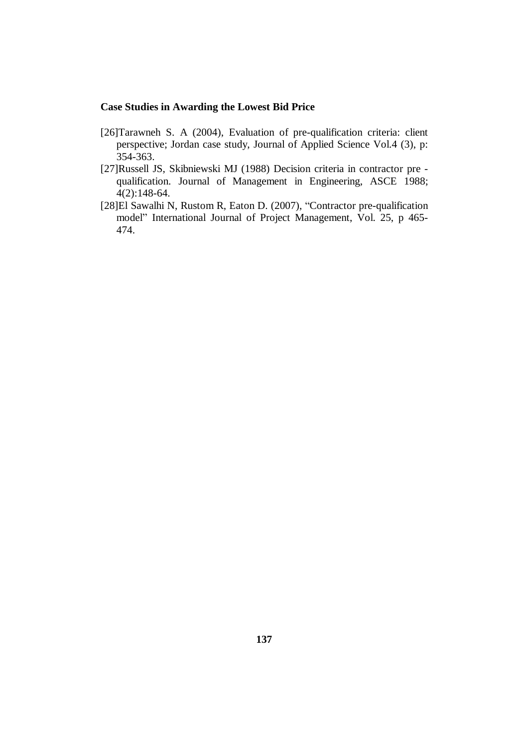[26]Tarawneh S. A (2004), Evaluation of pre-qualification criteria: client perspective; Jordan case study, Journal of Applied Science Vol.4 (3), p: 354-363.

[27]Russell JS, Skibniewski MJ (1988) Decision criteria in contractor pre - qualification. Journal of Management in Engineering, ASCE 1988; 4(2):148-64.

[28]El Sawalhi N, Rustom R, Eaton D. (2007), “Contractor pre-qualification model” International Journal of Project Management, Vol. 25, p 465-474.